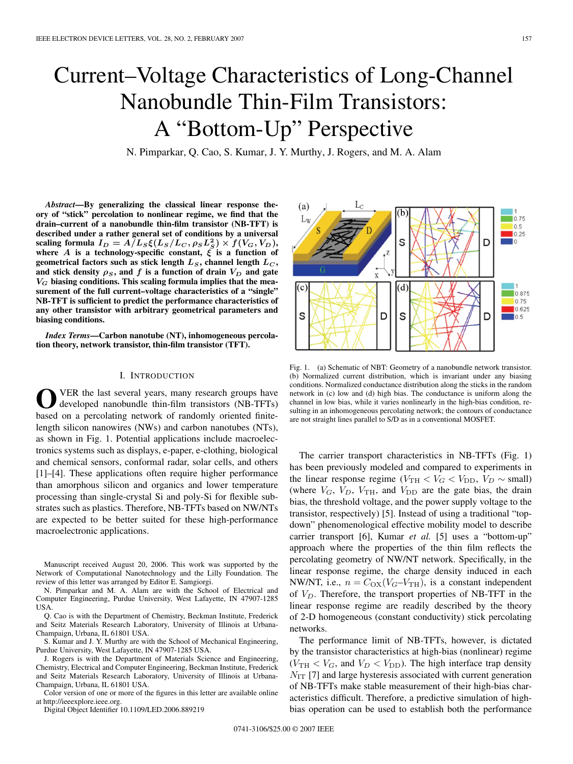# Current–Voltage Characteristics of Long-Channel Nanobundle Thin-Film Transistors: A "Bottom-Up" Perspective

N. Pimparkar, Q. Cao, S. Kumar, J. Y. Murthy, J. Rogers, and M. A. Alam

***Abstract*—By generalizing the classical linear response theory of "stick" percolation to nonlinear regime, we find that the drain–current of a nanobundle thin-film transistor (NB-TFT) is described under a rather general set of conditions by a universal scaling formula $I_D = A/L_S \xi(L_S/L_C, \rho_S L_S^2) \times f(V_G, V_D)$, where $A$ is a technology-specific constant, $\xi$ is a function of geometrical factors such as stick length $L_S$, channel length $L_C$, and stick density $\rho_S$, and $f$ is a function of drain $V_D$ and gate $V_G$ biasing conditions. This scaling formula implies that the measurement of the full current–voltage characteristics of a "single" NB-TFT is sufficient to predict the performance characteristics of any other transistor with arbitrary geometrical parameters and biasing conditions.**

***Index Terms*—Carbon nanotube (NT), inhomogeneous percolation theory, network transistor, thin-film transistor (TFT).**

## I. Introduction

Over the last several years, many research groups have developed nanobundle thin-film transistors (NB-TFTs) based on a percolating network of randomly oriented finite-length silicon nanowires (NWs) and carbon nanotubes (NTs), as shown in Fig. 1. Potential applications include macroelectronics systems such as displays, e-paper, e-clothing, biological and chemical sensors, conformal radar, solar cells, and others [1]–[4]. These applications often require higher performance than amorphous silicon and organics and lower temperature processing than single-crystal Si and poly-Si for flexible substrates such as plastics. Therefore, NB-TFTs based on NW/NTs are expected to be better suited for these high-performance macroelectronic applications.

Manuscript received August 20, 2006. This work was supported by the Network of Computational Nanotechnology and the Lilly Foundation. The review of this letter was arranged by Editor E. Samgiorgi.

N. Pimparkar and M. A. Alam are with the School of Electrical and Computer Engineering, Purdue University, West Lafayette, IN 47907-1285 USA.

Q. Cao is with the Department of Chemistry, Beckman Institute, Frederick and Seitz Materials Research Laboratory, University of Illinois at Urbana-Champaign, Urbana, IL 61801 USA.

S. Kumar and J. Y. Murthy are with the School of Mechanical Engineering, Purdue University, West Lafayette, IN 47907-1285 USA.

J. Rogers is with the Department of Materials Science and Engineering, Chemistry, Electrical and Computer Engineering, Beckman Institute, Frederick and Seitz Materials Research Laboratory, University of Illinois at Urbana-Champaign, Urbana, IL 61801 USA.

Color version of one or more of the figures in this letter are available online at http://ieeexplore.ieee.org.

Digital Object Identifier 10.1109/LED.2006.889219

Fig. 1. (a) Schematic of NBT: Geometry of a nanobundle network transistor. (b) Normalized current distribution, which is invariant under any biasing conditions. Normalized conductance distribution along the sticks in the random network in (c) low and (d) high bias. The conductance is uniform along the channel in low bias, while it varies nonlinearly in the high-bias condition, resulting in an inhomogeneous percolating network; the contours of conductance are not straight lines parallel to S/D as in a conventional MOSFET.

The carrier transport characteristics in NB-TFTs (Fig. 1) has been previously modeled and compared to experiments in the linear response regime ($V_{\mathrm{TH}} < V_G < V_{\mathrm{DD}}$, $V_D \sim$ small) (where $V_G$, $V_D$, $V_{\mathrm{TH}}$, and $V_{\mathrm{DD}}$ are the gate bias, the drain bias, the threshold voltage, and the power supply voltage to the transistor, respectively) [5]. Instead of using a traditional "top-down" phenomenological effective mobility model to describe carrier transport [6], Kumar *et al.* [5] uses a "bottom-up" approach where the properties of the thin film reflects the percolating geometry of NW/NT network. Specifically, in the linear response regime, the charge density induced in each NW/NT, i.e., $n = C_{\mathrm{OX}}(V_G – V_{\mathrm{TH}})$, is a constant independent of $V_D$. Therefore, the transport properties of NB-TFT in the linear response regime are readily described by the theory of 2-D homogeneous (constant conductivity) stick percolating networks.

The performance limit of NB-TFTs, however, is dictated by the transistor characteristics at high-bias (nonlinear) regime ($V_{\mathrm{TH}} < V_G$, and $V_D < V_{\mathrm{DD}}$). The high interface trap density $N_{\mathrm{IT}}$ [7] and large hysteresis associated with current generation of NB-TFTs make stable measurement of their high-bias characteristics difficult. Therefore, a predictive simulation of high-bias operation can be used to establish both the performance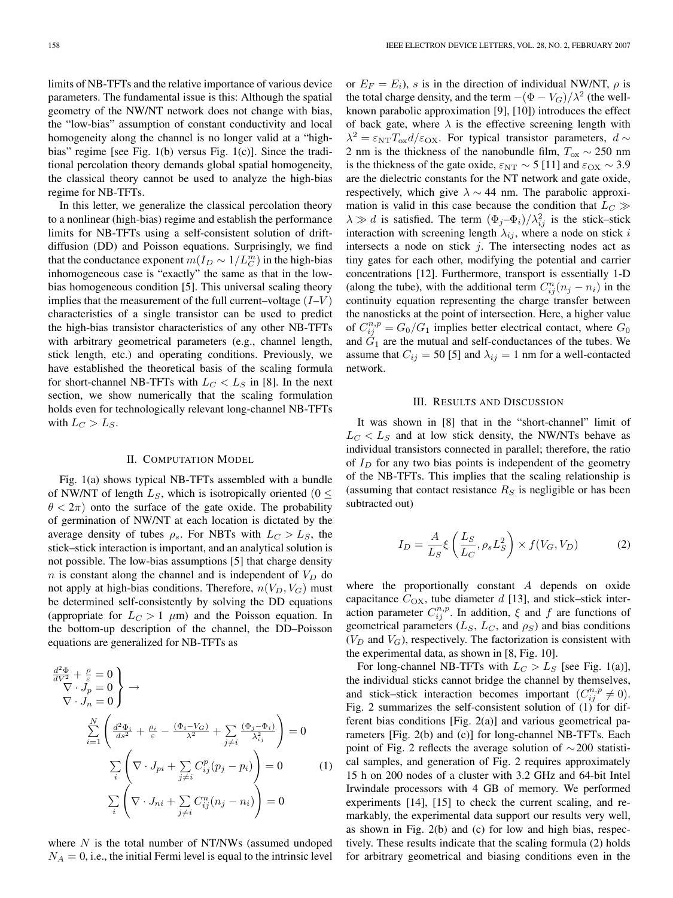limits of NB-TFTs and the relative importance of various device parameters. The fundamental issue is this: Although the spatial geometry of the NW/NT network does not change with bias, the "low-bias" assumption of constant conductivity and local homogeneity along the channel is no longer valid at a "high-bias" regime [see Fig. 1(b) versus Fig. 1(c)]. Since the traditional percolation theory demands global spatial homogeneity, the classical theory cannot be used to analyze the high-bias regime for NB-TFTs.

In this letter, we generalize the classical percolation theory to a nonlinear (high-bias) regime and establish the performance limits for NB-TFTs using a self-consistent solution of drift-diffusion (DD) and Poisson equations. Surprisingly, we find that the conductance exponent $m(I_D \sim 1/L_C^m)$ in the high-bias inhomogeneous case is "exactly" the same as that in the low-bias homogeneous condition [5]. This universal scaling theory implies that the measurement of the full current–voltage ($I$–$V$) characteristics of a single transistor can be used to predict the high-bias transistor characteristics of any other NB-TFTs with arbitrary geometrical parameters (e.g., channel length, stick length, etc.) and operating conditions. Previously, we have established the theoretical basis of the scaling formula for short-channel NB-TFTs with $L_C < L_S$ in [8]. In the next section, we show numerically that the scaling formulation holds even for technologically relevant long-channel NB-TFTs with $L_C > L_S$.

## II. Computation Model

Fig. 1(a) shows typical NB-TFTs assembled with a bundle of NW/NT of length $L_S$, which is isotropically oriented ($0 \leq \theta < 2\pi$) onto the surface of the gate oxide. The probability of germination of NW/NT at each location is dictated by the average density of tubes $\rho_s$. For NBTs with $L_C > L_S$, the stick–stick interaction is important, and an analytical solution is not possible. The low-bias assumptions [5] that charge density $n$ is constant along the channel and is independent of $V_D$ do not apply at high-bias conditions. Therefore, $n(V_D, V_G)$ must be determined self-consistently by solving the DD equations (appropriate for $L_C > 1$ μm) and the Poisson equation. In the bottom-up description of the channel, the DD–Poisson equations are generalized for NB-TFTs as

$$
\left.\begin{array}{c}
\frac{d^2\Phi}{dV^2} + \frac{\rho}{\varepsilon} = 0 \\
\nabla \cdot J_p = 0 \\
\nabla \cdot J_n = 0
\end{array}\right\} \rightarrow
$$

$$
\begin{aligned}
&\sum_{i=1}^{N} \left( \frac{d^2\Phi_i}{ds^2} + \frac{\rho_i}{\varepsilon} - \frac{(\Phi_i - V_G)}{\lambda^2} + \sum_{j \neq i} \frac{(\Phi_j - \Phi_i)}{\lambda_{ij}^2} \right) = 0 \\
&\sum_i \left( \nabla \cdot J_{pi} + \sum_{j \neq i} C_{ij}^p (p_j - p_i) \right) = 0 \\
&\sum_i \left( \nabla \cdot J_{ni} + \sum_{j \neq i} C_{ij}^n (n_j - n_i) \right) = 0
\end{aligned} \tag{1}
$$

where $N$ is the total number of NT/NWs (assumed undoped $N_A = 0$, i.e., the initial Fermi level is equal to the intrinsic level or $E_F = E_i$), $s$ is in the direction of individual NW/NT, $\rho$ is the total charge density, and the term $-(\Phi - V_G)/\lambda^2$ (the well-known parabolic approximation [9], [10]) introduces the effect of back gate, where $\lambda$ is the effective screening length with $\lambda^2 = \varepsilon_{\mathrm{NT}} T_{\mathrm{ox}} d / \varepsilon_{\mathrm{OX}}$. For typical transistor parameters, $d \sim 2$ nm is the thickness of the nanobundle film, $T_{\mathrm{ox}} \sim 250$ nm is the thickness of the gate oxide, $\varepsilon_{\mathrm{NT}} \sim 5$ [11] and $\varepsilon_{\mathrm{OX}} \sim 3.9$ are the dielectric constants for the NT network and gate oxide, respectively, which give $\lambda \sim 44$ nm. The parabolic approximation is valid in this case because the condition that $L_C \gg \lambda \gg d$ is satisfied. The term $(\Phi_j$–$\Phi_i)/\lambda_{ij}^2$ is the stick–stick interaction with screening length $\lambda_{ij}$, where a node on stick $i$ intersects a node on stick $j$. The intersecting nodes act as tiny gates for each other, modifying the potential and carrier concentrations [12]. Furthermore, transport is essentially 1-D (along the tube), with the additional term $C_{ij}^n(n_j - n_i)$ in the continuity equation representing the charge transfer between the nanosticks at the point of intersection. Here, a higher value of $C_{ij}^{n,p} = G_0/G_1$ implies better electrical contact, where $G_0$ and $G_1$ are the mutual and self-conductances of the tubes. We assume that $C_{ij} = 50$ [5] and $\lambda_{ij} = 1$ nm for a well-contacted network.

## III. Results and Discussion

It was shown in [8] that in the "short-channel" limit of $L_C < L_S$ and at low stick density, the NW/NTs behave as individual transistors connected in parallel; therefore, the ratio of $I_D$ for any two bias points is independent of the geometry of the NB-TFTs. This implies that the scaling relationship is (assuming that contact resistance $R_S$ is negligible or has been subtracted out)

$$
I_D = \frac{A}{L_S} \xi \left( \frac{L_S}{L_C}, \rho_s L_S^2 \right) \times f(V_G, V_D) \tag{2}
$$

where the proportionally constant $A$ depends on oxide capacitance $C_{\mathrm{OX}}$, tube diameter $d$ [13], and stick–stick interaction parameter $C_{ij}^{n,p}$. In addition, $\xi$ and $f$ are functions of geometrical parameters ($L_S$, $L_C$, and $\rho_S$) and bias conditions ($V_D$ and $V_G$), respectively. The factorization is consistent with the experimental data, as shown in [8, Fig. 10].

For long-channel NB-TFTs with $L_C > L_S$ [see Fig. 1(a)], the individual sticks cannot bridge the channel by themselves, and stick–stick interaction becomes important ($C_{ij}^{n,p} \neq 0$). Fig. 2 summarizes the self-consistent solution of (1) for different bias conditions [Fig. 2(a)] and various geometrical parameters [Fig. 2(b) and (c)] for long-channel NB-TFTs. Each point of Fig. 2 reflects the average solution of $\sim$200 statistical samples, and generation of Fig. 2 requires approximately 15 h on 200 nodes of a cluster with 3.2 GHz and 64-bit Intel Irwindale processors with 4 GB of memory. We performed experiments [14], [15] to check the current scaling, and remarkably, the experimental data support our results very well, as shown in Fig. 2(b) and (c) for low and high bias, respectively. These results indicate that the scaling formula (2) holds for arbitrary geometrical and biasing conditions even in the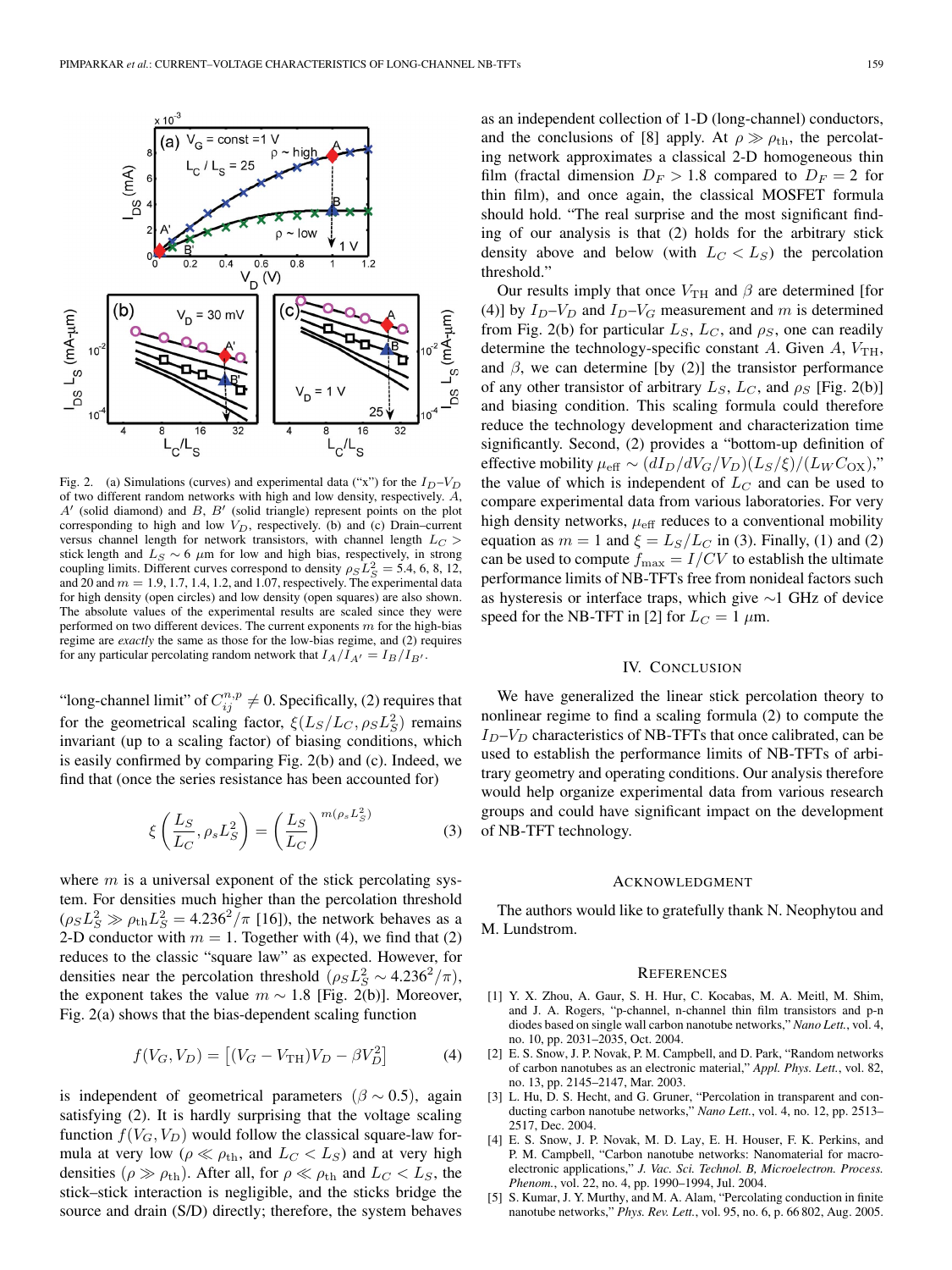Fig. 2. (a) Simulations (curves) and experimental data ("x") for the $I_D$–$V_D$ of two different random networks with high and low density, respectively. $A$, $A'$ (solid diamond) and $B$, $B'$ (solid triangle) represent points on the plot corresponding to high and low $V_D$, respectively. (b) and (c) Drain–current versus channel length for network transistors, with channel length $L_C >$ stick length and $L_S \sim 6$ $\mu$m for low and high bias, respectively, in strong coupling limits. Different curves correspond to density $\rho_S L_S^2 = 5.4$, 6, 8, 12, and 20 and $m = 1.9$, 1.7, 1.4, 1.2, and 1.07, respectively. The experimental data for high density (open circles) and low density (open squares) are also shown. The absolute values of the experimental results are scaled since they were performed on two different devices. The current exponents $m$ for the high-bias regime are *exactly* the same as those for the low-bias regime, and (2) requires for any particular percolating random network that $I_A/I_{A'} = I_B/I_{B'}$.

"long-channel limit" of $C_{ij}^{n,p} \neq 0$. Specifically, (2) requires that for the geometrical scaling factor, $\xi(L_S/L_C, \rho_S L_S^2)$ remains invariant (up to a scaling factor) of biasing conditions, which is easily confirmed by comparing Fig. 2(b) and (c). Indeed, we find that (once the series resistance has been accounted for)

$$\xi\left(\frac{L_S}{L_C}, \rho_s L_S^2\right) = \left(\frac{L_S}{L_C}\right)^{m(\rho_s L_S^2)} \tag{3}$$

where $m$ is a universal exponent of the stick percolating system. For densities much higher than the percolation threshold ($\rho_S L_S^2 \gg \rho_{\text{th}} L_S^2 = 4.236^2/\pi$ [16]), the network behaves as a 2-D conductor with $m = 1$. Together with (4), we find that (2) reduces to the classic "square law" as expected. However, for densities near the percolation threshold ($\rho_S L_S^2 \sim 4.236^2/\pi$), the exponent takes the value $m \sim 1.8$ [Fig. 2(b)]. Moreover, Fig. 2(a) shows that the bias-dependent scaling function

$$f(V_G, V_D) = \left[(V_G - V_{\text{TH}})V_D - \beta V_D^2\right] \tag{4}$$

is independent of geometrical parameters ($\beta \sim 0.5$), again satisfying (2). It is hardly surprising that the voltage scaling function $f(V_G, V_D)$ would follow the classical square-law formula at very low ($\rho \ll \rho_{\text{th}}$, and $L_C < L_S$) and at very high densities ($\rho \gg \rho_{\text{th}}$). After all, for $\rho \ll \rho_{\text{th}}$ and $L_C < L_S$, the stick–stick interaction is negligible, and the sticks bridge the source and drain (S/D) directly; therefore, the system behaves as an independent collection of 1-D (long-channel) conductors, and the conclusions of [8] apply. At $\rho \gg \rho_{\text{th}}$, the percolating network approximates a classical 2-D homogeneous thin film (fractal dimension $D_F > 1.8$ compared to $D_F = 2$ for thin film), and once again, the classical MOSFET formula should hold. "The real surprise and the most significant finding of our analysis is that (2) holds for the arbitrary stick density above and below (with $L_C < L_S$) the percolation threshold."

Our results imply that once $V_{\text{TH}}$ and $\beta$ are determined [for (4)] by $I_D$–$V_D$ and $I_D$–$V_G$ measurement and $m$ is determined from Fig. 2(b) for particular $L_S$, $L_C$, and $\rho_S$, one can readily determine the technology-specific constant $A$. Given $A$, $V_{\text{TH}}$, and $\beta$, we can determine [by (2)] the transistor performance of any other transistor of arbitrary $L_S$, $L_C$, and $\rho_S$ [Fig. 2(b)] and biasing condition. This scaling formula could therefore reduce the technology development and characterization time significantly. Second, (2) provides a "bottom-up definition of effective mobility $\mu_{\text{eff}} \sim (dI_D/dV_G/V_D)(L_S/\xi)/(L_W C_{\text{OX}})$," the value of which is independent of $L_C$ and can be used to compare experimental data from various laboratories. For very high density networks, $\mu_{\text{eff}}$ reduces to a conventional mobility equation as $m = 1$ and $\xi = L_S/L_C$ in (3). Finally, (1) and (2) can be used to compute $f_{\max} = I/CV$ to establish the ultimate performance limits of NB-TFTs free from nonideal factors such as hysteresis or interface traps, which give $\sim$1 GHz of device speed for the NB-TFT in [2] for $L_C = 1$ $\mu$m.

## IV. Conclusion

We have generalized the linear stick percolation theory to nonlinear regime to find a scaling formula (2) to compute the $I_D$–$V_D$ characteristics of NB-TFTs that once calibrated, can be used to establish the performance limits of NB-TFTs of arbitrary geometry and operating conditions. Our analysis therefore would help organize experimental data from various research groups and could have significant impact on the development of NB-TFT technology.

## Acknowledgment

The authors would like to gratefully thank N. Neophytou and M. Lundstrom.

## References

[1] Y. X. Zhou, A. Gaur, S. H. Hur, C. Kocabas, M. A. Meitl, M. Shim, and J. A. Rogers, "p-channel, n-channel thin film transistors and p-n diodes based on single wall carbon nanotube networks," *Nano Lett.*, vol. 4, no. 10, pp. 2031–2035, Oct. 2004.

[2] E. S. Snow, J. P. Novak, P. M. Campbell, and D. Park, "Random networks of carbon nanotubes as an electronic material," *Appl. Phys. Lett.*, vol. 82, no. 13, pp. 2145–2147, Mar. 2003.

[3] L. Hu, D. S. Hecht, and G. Gruner, "Percolation in transparent and conducting carbon nanotube networks," *Nano Lett.*, vol. 4, no. 12, pp. 2513–2517, Dec. 2004.

[4] E. S. Snow, J. P. Novak, M. D. Lay, E. H. Houser, F. K. Perkins, and P. M. Campbell, "Carbon nanotube networks: Nanomaterial for macroelectronic applications," *J. Vac. Sci. Technol. B, Microelectron. Process. Phenom.*, vol. 22, no. 4, pp. 1990–1994, Jul. 2004.

[5] S. Kumar, J. Y. Murthy, and M. A. Alam, "Percolating conduction in finite nanotube networks," *Phys. Rev. Lett.*, vol. 95, no. 6, p. 66 802, Aug. 2005.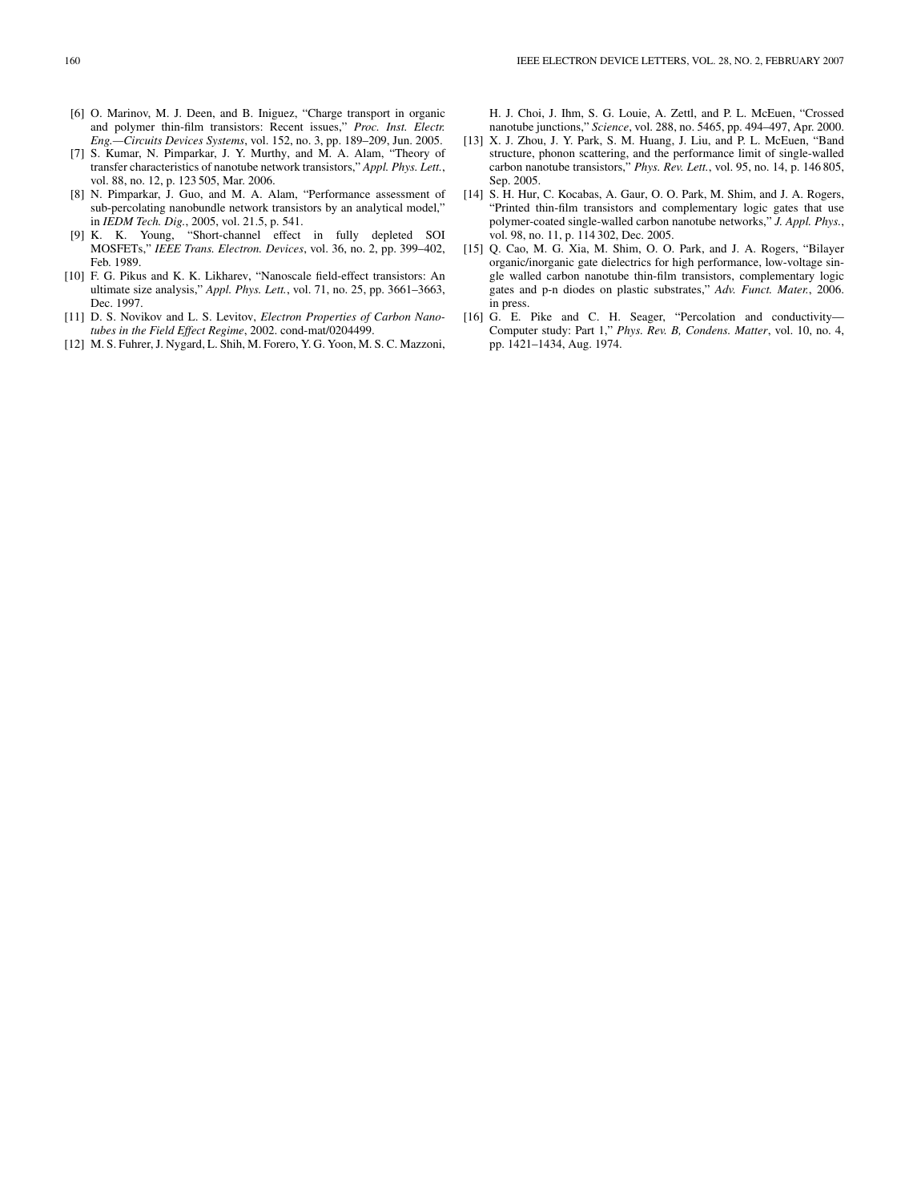[6] O. Marinov, M. J. Deen, and B. Iniguez, "Charge transport in organic and polymer thin-film transistors: Recent issues," *Proc. Inst. Electr. Eng.—Circuits Devices Systems*, vol. 152, no. 3, pp. 189–209, Jun. 2005.

[7] S. Kumar, N. Pimparkar, J. Y. Murthy, and M. A. Alam, "Theory of transfer characteristics of nanotube network transistors," *Appl. Phys. Lett.*, vol. 88, no. 12, p. 123 505, Mar. 2006.

[8] N. Pimparkar, J. Guo, and M. A. Alam, "Performance assessment of sub-percolating nanobundle network transistors by an analytical model," in *IEDM Tech. Dig.*, 2005, vol. 21.5, p. 541.

[9] K. K. Young, "Short-channel effect in fully depleted SOI MOSFETs," *IEEE Trans. Electron. Devices*, vol. 36, no. 2, pp. 399–402, Feb. 1989.

[10] F. G. Pikus and K. K. Likharev, "Nanoscale field-effect transistors: An ultimate size analysis," *Appl. Phys. Lett.*, vol. 71, no. 25, pp. 3661–3663, Dec. 1997.

[11] D. S. Novikov and L. S. Levitov, *Electron Properties of Carbon Nanotubes in the Field Effect Regime*, 2002. cond-mat/0204499.

[12] M. S. Fuhrer, J. Nygard, L. Shih, M. Forero, Y. G. Yoon, M. S. C. Mazzoni, H. J. Choi, J. Ihm, S. G. Louie, A. Zettl, and P. L. McEuen, "Crossed nanotube junctions," *Science*, vol. 288, no. 5465, pp. 494–497, Apr. 2000.

[13] X. J. Zhou, J. Y. Park, S. M. Huang, J. Liu, and P. L. McEuen, "Band structure, phonon scattering, and the performance limit of single-walled carbon nanotube transistors," *Phys. Rev. Lett.*, vol. 95, no. 14, p. 146 805, Sep. 2005.

[14] S. H. Hur, C. Kocabas, A. Gaur, O. O. Park, M. Shim, and J. A. Rogers, "Printed thin-film transistors and complementary logic gates that use polymer-coated single-walled carbon nanotube networks," *J. Appl. Phys.*, vol. 98, no. 11, p. 114 302, Dec. 2005.

[15] Q. Cao, M. G. Xia, M. Shim, O. O. Park, and J. A. Rogers, "Bilayer organic/inorganic gate dielectrics for high performance, low-voltage single walled carbon nanotube thin-film transistors, complementary logic gates and p-n diodes on plastic substrates," *Adv. Funct. Mater.*, 2006. in press.

[16] G. E. Pike and C. H. Seager, "Percolation and conductivity—Computer study: Part 1," *Phys. Rev. B, Condens. Matter*, vol. 10, no. 4, pp. 1421–1434, Aug. 1974.